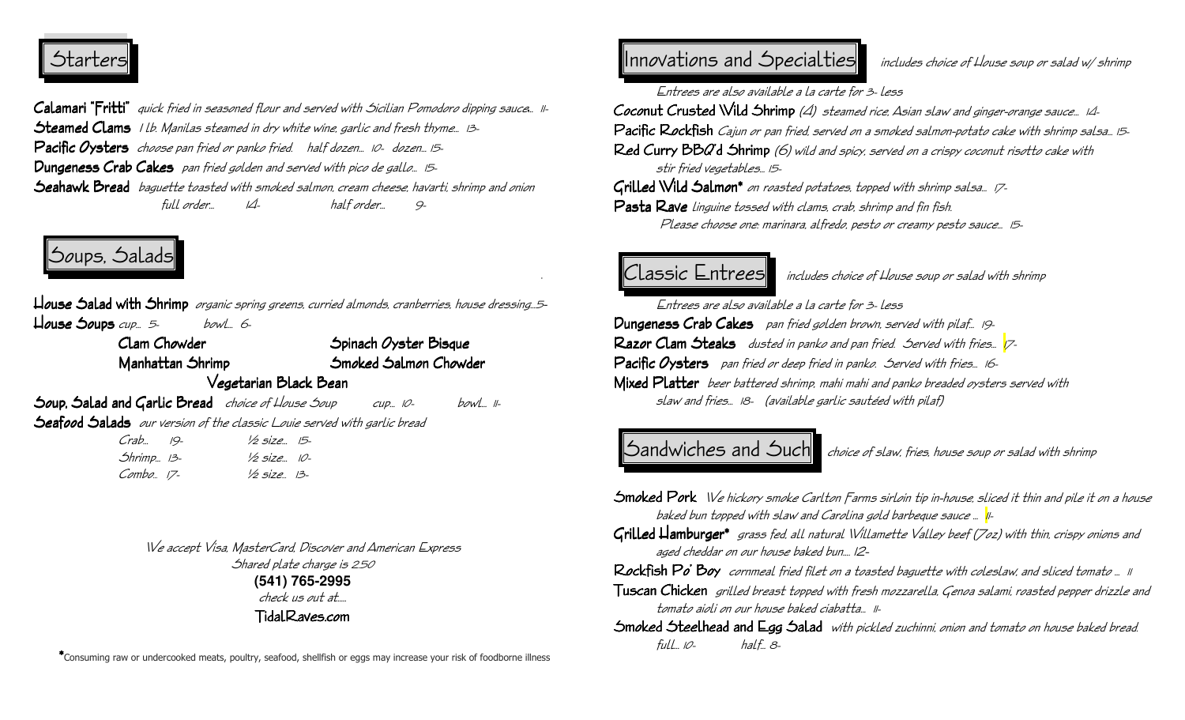## Starters

**Calamari "Fritti"** *quick fried in seasoned flour and served with Sicilian Pomodoro dipping sauce... 11-*

**Steamed Clams** *1 lb. Manilas steamed in dry white wine, garlic and fresh thyme... 13-*

**Pacific Oysters** *choose pan fried or panko fried. half dozen... 10- dozen... 15-*

**Dungeness Crab Cakes** *pan fried golden and served with pico de gallo... 15-*

**Seahawk Bread** *baguette toasted with smoked salmon, cream cheese, havarti, shrimp and onion*
*full order... 14- half order... 9-*

## Soups, Salads

**House Salad with Shrimp** *organic spring greens, curried almonds, cranberries, house dressing...5-*

**House Soups** *cup... 5- bowl... 6-*

- Clam Chowder
- Spinach Oyster Bisque
- Manhattan Shrimp
- Smoked Salmon Chowder
- Vegetarian Black Bean

**Soup, Salad and Garlic Bread** *choice of House Soup cup... 10- bowl... 11-*

**Seafood Salads** *our version of the classic Louie served with garlic bread*

| | | |
|---|---|---|
| Crab... | 19- | ½ size... 15- |
| Shrimp... | 13- | ½ size... 10- |
| Combo... | 17- | ½ size... 13- |

*We accept Visa, MasterCard, Discover and American Express*
*Shared plate charge is 2.50*
**(541) 765-2995**
*check us out at....*
TidalRaves.com

*Consuming raw or undercooked meats, poultry, seafood, shellfish or eggs may increase your risk of foodborne illness

## Innovations and Specialties

*includes choice of House soup or salad w/ shrimp*

*Entrees are also available a la carte for 3- less*

**Coconut Crusted Wild Shrimp** *(4) steamed rice, Asian slaw and ginger-orange sauce... 14-*

**Pacific Rockfish** *Cajun or pan fried, served on a smoked salmon-potato cake with shrimp salsa... 15-*

**Red Curry BBQ'd Shrimp** *(6) wild and spicy, served on a crispy coconut risotto cake with stir fried vegetables... 15-*

**Grilled Wild Salmon*** *on roasted potatoes, topped with shrimp salsa... 17-*

**Pasta Rave** *linguine tossed with clams, crab, shrimp and fin fish.*
*Please choose one: marinara, alfredo, pesto or creamy pesto sauce... 15-*

## Classic Entrees

*includes choice of House soup or salad with shrimp*

*Entrees are also available a la carte for 3- less*

**Dungeness Crab Cakes** *pan fried golden brown, served with pilaf... 19-*

**Razor Clam Steaks** *dusted in panko and pan fried. Served with fries... 17-*

**Pacific Oysters** *pan fried or deep fried in panko. Served with fries... 16-*

**Mixed Platter** *beer battered shrimp, mahi mahi and panko breaded oysters served with slaw and fries... 18- (available garlic sautéed with pilaf)*

## Sandwiches and Such

*choice of slaw, fries, house soup or salad with shrimp*

**Smoked Pork** *We hickory smoke Carlton Farms sirloin tip in-house, sliced it thin and pile it on a house baked bun topped with slaw and Carolina gold barbeque sauce ... 11-*

**Grilled Hamburger*** *grass fed, all natural Willamette Valley beef (7oz) with thin, crispy onions and aged cheddar on our house baked bun.... 12-*

**Rockfish Po' Boy** *cornmeal fried filet on a toasted baguette with coleslaw, and sliced tomato ... 11*

**Tuscan Chicken** *grilled breast topped with fresh mozzarella, Genoa salami, roasted pepper drizzle and tomato aioli on our house baked ciabatta... 11-*

**Smoked Steelhead and Egg Salad** *with pickled zuchinni, onion and tomato on house baked bread.*
*full... 10- half... 8-*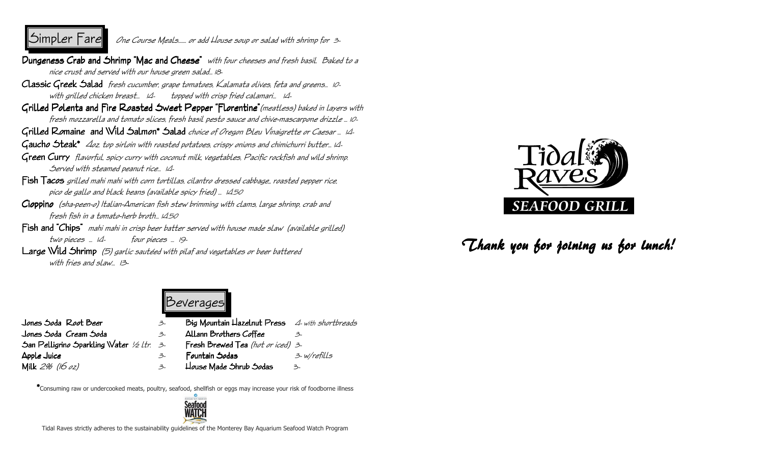## Simpler Fare

*One Course Meals...... or add House soup or salad with shrimp for 3-*

**Dungeness Crab and Shrimp "Mac and Cheese"** *with four cheeses and fresh basil. Baked to a nice crust and served with our house green salad... 18-*

**Classic Greek Salad** *fresh cucumber, grape tomatoes, Kalamata olives, feta and greens... 10- with grilled chicken breast... 14- topped with crisp fried calamari... 14-*

**Grilled Polenta and Fire Roasted Sweet Pepper "Florentine"** *(meatless) baked in layers with fresh mozzarella and tomato slices, fresh basil pesto sauce and chive-mascarpone drizzle ... 10-*

**Grilled Romaine and Wild Salmon* Salad** *choice of Oregon Bleu Vinaigrette or Caesar ... 14-*

**Gaucho Steak*** *4oz top sirloin with roasted potatoes, crispy onions and chimichurri butter... 14-*

**Green Curry** *flavorful, spicy curry with coconut milk, vegetables, Pacific rockfish and wild shrimp. Served with steamed peanut rice... 14-*

**Fish Tacos** *grilled mahi mahi with corn tortillas, cilantro dressed cabbage,, roasted pepper rice, pico de gallo and black beans (available spicy fried) ... 14.50*

**Cioppino** *(sha-peen-o) Italian-American fish stew brimming with clams, large shrimp, crab and fresh fish in a tomato-herb broth... 14.50*

**Fish and "Chips"** *mahi mahi in crisp beer batter served with house made slaw (available grilled) two pieces ... 14- four pieces ... 19-*

**Large Wild Shrimp** *(5) garlic sautéed with pilaf and vegetables or beer battered with fries and slaw... 13-*

## Beverages

| | | | |
|---|---|---|---|
| **Jones Soda Root Beer** | 3- | **Big Mountain Hazelnut Press** | 4- with shortbreads |
| **Jones Soda Cream Soda** | 3- | **Allann Brothers Coffee** | 3- |
| **San Pelligrino Sparkling Water** ½ ltr. | 3- | **Fresh Brewed Tea** *(hot or iced)* | 3- |
| **Apple Juice** | 3- | **Fountain Sodas** | 3- w/refills |
| **Milk** *2% (16 oz)* | 3- | **House Made Shrub Sodas** | 3- |

*Consuming raw or undercooked meats, poultry, seafood, shellfish or eggs may increase your risk of foodborne illness

Seafood WATCH

Tidal Raves strictly adheres to the sustainability guidelines of the Monterey Bay Aquarium Seafood Watch Program

Tidal Raves
SEAFOOD GRILL

*Thank you for joining us for lunch!*